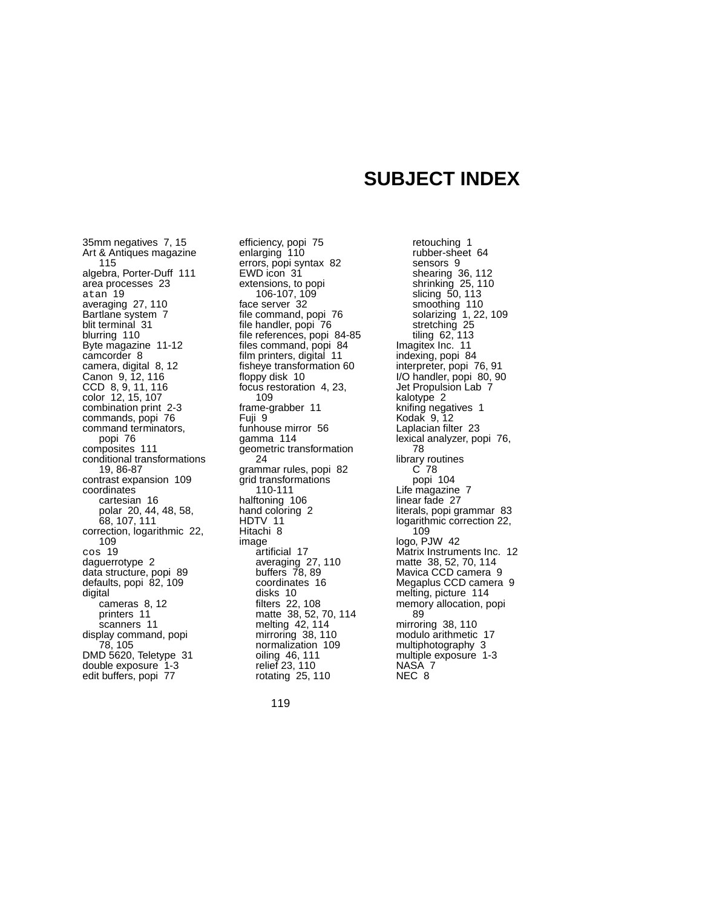# SUBJECT INDEX

35mm negatives 7, 15
Art & Antiques magazine 115
algebra, Porter-Duff 111
area processes 23
`atan` 19
averaging 27, 110
Bartlane system 7
blit terminal 31
blurring 110
Byte magazine 11-12
camcorder 8
camera, digital 8, 12
Canon 9, 12, 116
CCD 8, 9, 11, 116
color 12, 15, 107
combination print 2-3
commands, popi 76
command terminators, popi 76
composites 111
conditional transformations 19, 86-87
contrast expansion 109
coordinates
  cartesian 16
  polar 20, 44, 48, 58, 68, 107, 111
correction, logarithmic 22, 109
`cos` 19
daguerrotype 2
data structure, popi 89
defaults, popi 82, 109
digital
  cameras 8, 12
  printers 11
  scanners 11
display command, popi 78, 105
DMD 5620, Teletype 31
double exposure 1-3
edit buffers, popi 77
efficiency, popi 75
enlarging 110
errors, popi syntax 82
EWD icon 31
extensions, to popi 106-107, 109
face server 32
file command, popi 76
file handler, popi 76
file references, popi 84-85
files command, popi 84
film printers, digital 11
fisheye transformation 60
floppy disk 10
focus restoration 4, 23, 109
frame-grabber 11
Fuji 9
funhouse mirror 56
gamma 114
geometric transformation 24
grammar rules, popi 82
grid transformations 110-111
halftoning 106
hand coloring 2
HDTV 11
Hitachi 8
image
  artificial 17
  averaging 27, 110
  buffers 78, 89
  coordinates 16
  disks 10
  filters 22, 108
  matte 38, 52, 70, 114
  melting 42, 114
  mirroring 38, 110
  normalization 109
  oiling 46, 111
  relief 23, 110
  rotating 25, 110
  retouching 1
  rubber-sheet 64
  sensors 9
  shearing 36, 112
  shrinking 25, 110
  slicing 50, 113
  smoothing 110
  solarizing 1, 22, 109
  stretching 25
  tiling 62, 113
Imagitex Inc. 11
indexing, popi 84
interpreter, popi 76, 91
I/O handler, popi 80, 90
Jet Propulsion Lab 7
kalotype 2
knifing negatives 1
Kodak 9, 12
Laplacian filter 23
lexical analyzer, popi 76, 78
library routines
  C 78
  popi 104
Life magazine 7
linear fade 27
literals, popi grammar 83
logarithmic correction 22, 109
logo, PJW 42
Matrix Instruments Inc. 12
matte 38, 52, 70, 114
Mavica CCD camera 9
Megaplus CCD camera 9
melting, picture 114
memory allocation, popi 89
mirroring 38, 110
modulo arithmetic 17
multiphotography 3
multiple exposure 1-3
NASA 7
NEC 8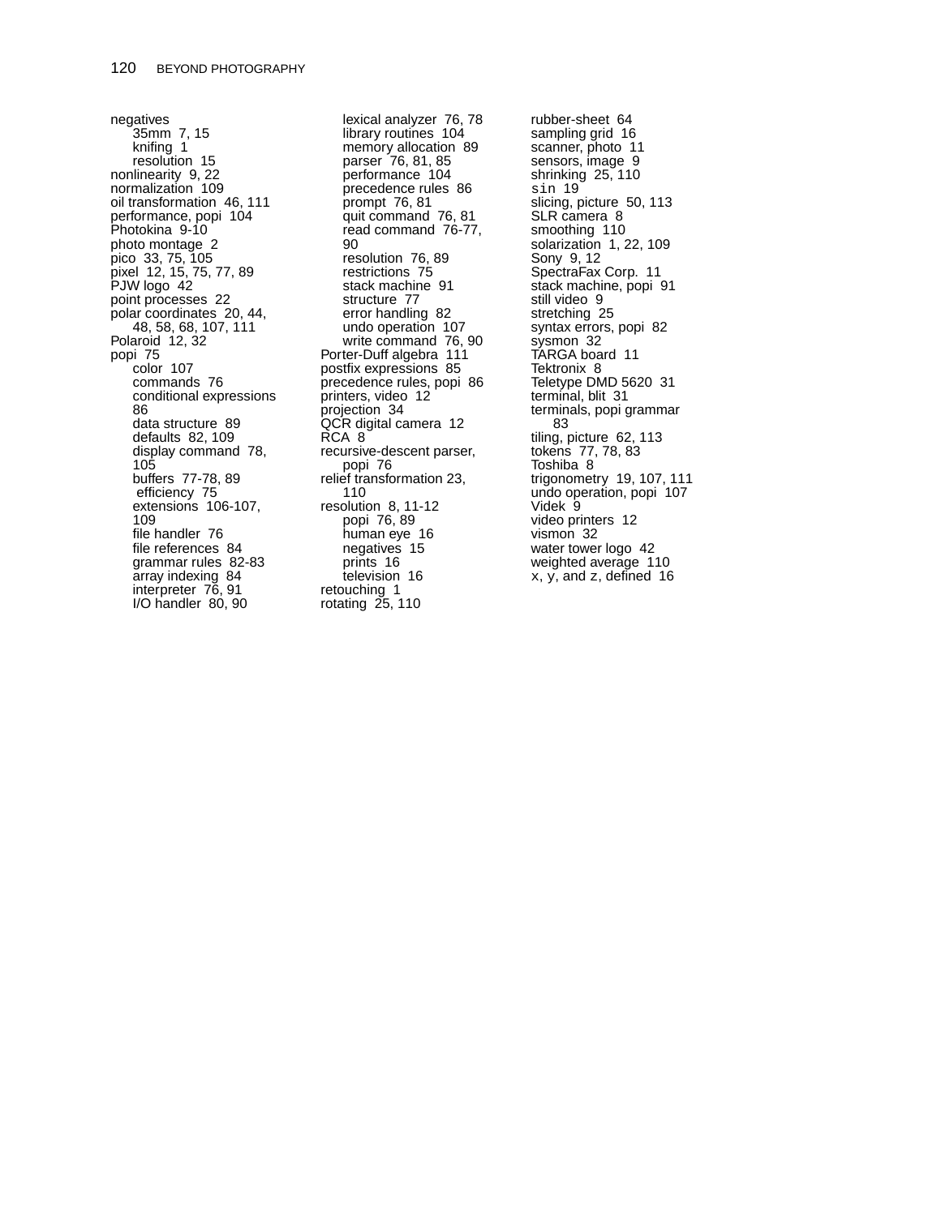negatives
- 35mm 7, 15
- knifing 1
- resolution 15

nonlinearity 9, 22
normalization 109
oil transformation 46, 111
performance, popi 104
Photokina 9-10
photo montage 2
pico 33, 75, 105
pixel 12, 15, 75, 77, 89
PJW logo 42
point processes 22
polar coordinates 20, 44, 48, 58, 68, 107, 111
Polaroid 12, 32
popi 75
- color 107
- commands 76
- conditional expressions 86
- data structure 89
- defaults 82, 109
- display command 78, 105
- buffers 77-78, 89
- efficiency 75
- extensions 106-107, 109
- file handler 76
- file references 84
- grammar rules 82-83
- array indexing 84
- interpreter 76, 91
- I/O handler 80, 90
- lexical analyzer 76, 78
- library routines 104
- memory allocation 89
- parser 76, 81, 85
- performance 104
- precedence rules 86
- prompt 76, 81
- quit command 76, 81
- read command 76-77, 90
- resolution 76, 89
- restrictions 75
- stack machine 91
- structure 77
- error handling 82
- undo operation 107
- write command 76, 90

Porter-Duff algebra 111
postfix expressions 85
precedence rules, popi 86
printers, video 12
projection 34
QCR digital camera 12
RCA 8
recursive-descent parser, popi 76
relief transformation 23, 110
resolution 8, 11-12
- popi 76, 89
- human eye 16
- negatives 15
- prints 16
- television 16

retouching 1
rotating 25, 110
rubber-sheet 64
sampling grid 16
scanner, photo 11
sensors, image 9
shrinking 25, 110
`sin` 19
slicing, picture 50, 113
SLR camera 8
smoothing 110
solarization 1, 22, 109
Sony 9, 12
SpectraFax Corp. 11
stack machine, popi 91
still video 9
stretching 25
syntax errors, popi 82
sysmon 32
TARGA board 11
Tektronix 8
Teletype DMD 5620 31
terminal, blit 31
terminals, popi grammar 83
tiling, picture 62, 113
tokens 77, 78, 83
Toshiba 8
trigonometry 19, 107, 111
undo operation, popi 107
Videk 9
video printers 12
vismon 32
water tower logo 42
weighted average 110
`x`, `y`, and `z`, defined 16